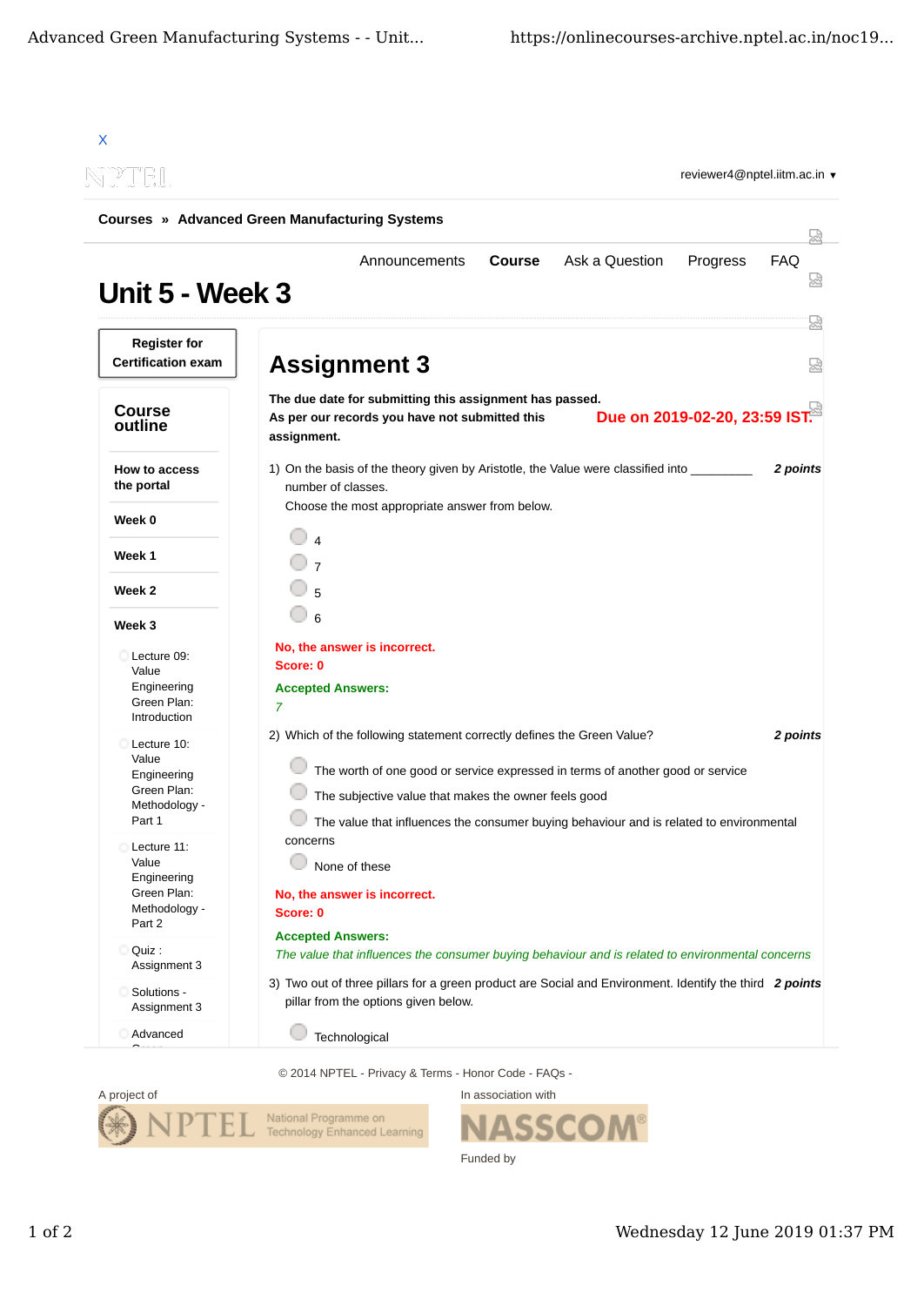X

reviewer4@nptel.iitm.ac.in ▼

**Courses » Advanced Green Manufacturing Systems**

Announcements | **Course** | Ask a Question | Progress | FAQ

# Unit 5 - Week 3

**Register for Certification exam**

## Course outline

**How to access the portal**

**Week 0**

**Week 1**

**Week 2**

**Week 3**

- Lecture 09: Value Engineering Green Plan: Introduction
- Lecture 10: Value Engineering Green Plan: Methodology - Part 1
- Lecture 11: Value Engineering Green Plan: Methodology - Part 2
- Quiz : Assignment 3
- Solutions - Assignment 3
- Advanced Green ...

## Assignment 3

**The due date for submitting this assignment has passed.**
**As per our records you have not submitted this assignment.**

**Due on 2019-02-20, 23:59 IST.**

1) On the basis of the theory given by Aristotle, the Value were classified into _________ number of classes. ***2 points***
Choose the most appropriate answer from below.

- 4
- 7
- 5
- 6

**No, the answer is incorrect.**
**Score: 0**
**Accepted Answers:**
*7*

2) Which of the following statement correctly defines the Green Value? ***2 points***

- The worth of one good or service expressed in terms of another good or service
- The subjective value that makes the owner feels good
- The value that influences the consumer buying behaviour and is related to environmental concerns
- None of these

**No, the answer is incorrect.**
**Score: 0**
**Accepted Answers:**
*The value that influences the consumer buying behaviour and is related to environmental concerns*

3) Two out of three pillars for a green product are Social and Environment. Identify the third pillar from the options given below. ***2 points***

- Technological

© 2014 NPTEL - Privacy & Terms - Honor Code - FAQs -

A project of

In association with

Funded by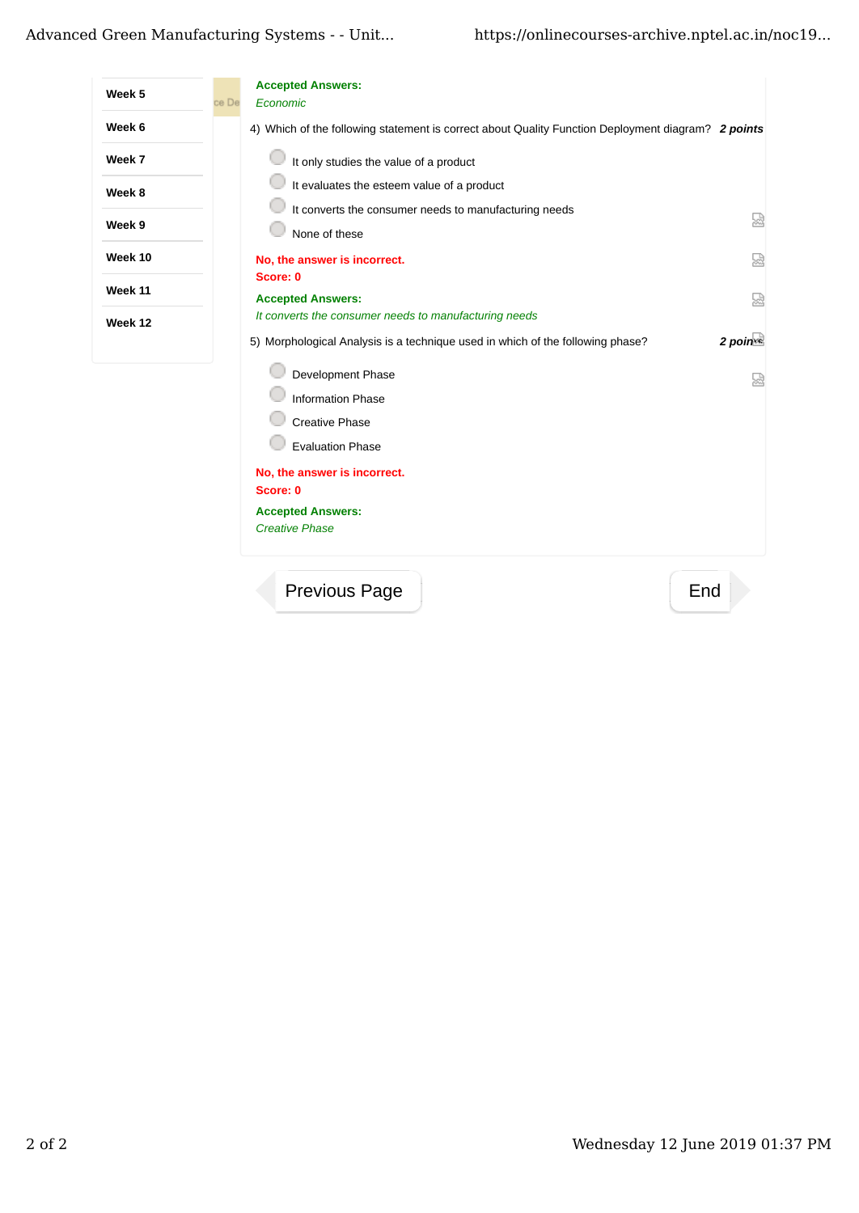- Week 5
- Week 6
- Week 7
- Week 8
- Week 9
- Week 10
- Week 11
- Week 12

**Accepted Answers:**
*Economic*

4) Which of the following statement is correct about Quality Function Deployment diagram? ***2 points***

- It only studies the value of a product
- It evaluates the esteem value of a product
- It converts the consumer needs to manufacturing needs
- None of these

**No, the answer is incorrect.**
**Score: 0**

**Accepted Answers:**
*It converts the consumer needs to manufacturing needs*

5) Morphological Analysis is a technique used in which of the following phase? ***2 points***

- Development Phase
- Information Phase
- Creative Phase
- Evaluation Phase

**No, the answer is incorrect.**
**Score: 0**

**Accepted Answers:**
*Creative Phase*

Previous Page

End